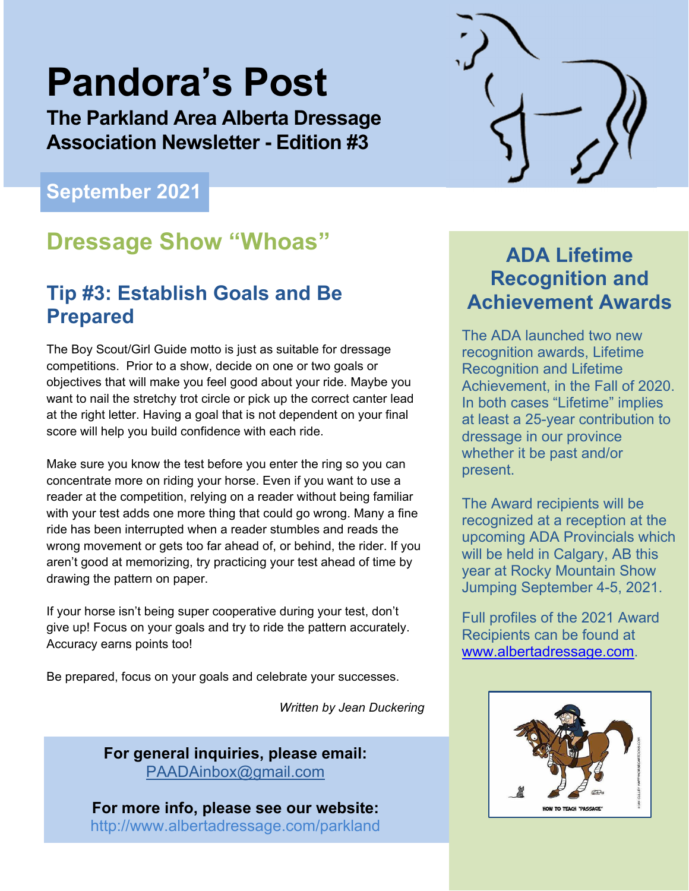# Pandora's Post

**The Parkland Area Alberta Dressage Association Newsletter - Edition #3**

**September 2021**

## Dressage Show "Whoas"

### Tip #3: Establish Goals and Be Prepared

The Boy Scout/Girl Guide motto is just as suitable for dressage competitions. Prior to a show, decide on one or two goals or objectives that will make you feel good about your ride. Maybe you want to nail the stretchy trot circle or pick up the correct canter lead at the right letter. Having a goal that is not dependent on your final score will help you build confidence with each ride.

Make sure you know the test before you enter the ring so you can concentrate more on riding your horse. Even if you want to use a reader at the competition, relying on a reader without being familiar with your test adds one more thing that could go wrong. Many a fine ride has been interrupted when a reader stumbles and reads the wrong movement or gets too far ahead of, or behind, the rider. If you aren't good at memorizing, try practicing your test ahead of time by drawing the pattern on paper.

If your horse isn't being super cooperative during your test, don't give up! Focus on your goals and try to ride the pattern accurately. Accuracy earns points too!

Be prepared, focus on your goals and celebrate your successes.

*Written by Jean Duckering*

**For general inquiries, please email:**
PAADAinbox@gmail.com

**For more info, please see our website:**
http://www.albertadressage.com/parkland

## ADA Lifetime Recognition and Achievement Awards

The ADA launched two new recognition awards, Lifetime Recognition and Lifetime Achievement, in the Fall of 2020. In both cases "Lifetime" implies at least a 25-year contribution to dressage in our province whether it be past and/or present.

The Award recipients will be recognized at a reception at the upcoming ADA Provincials which will be held in Calgary, AB this year at Rocky Mountain Show Jumping September 4-5, 2021.

Full profiles of the 2021 Award Recipients can be found at www.albertadressage.com.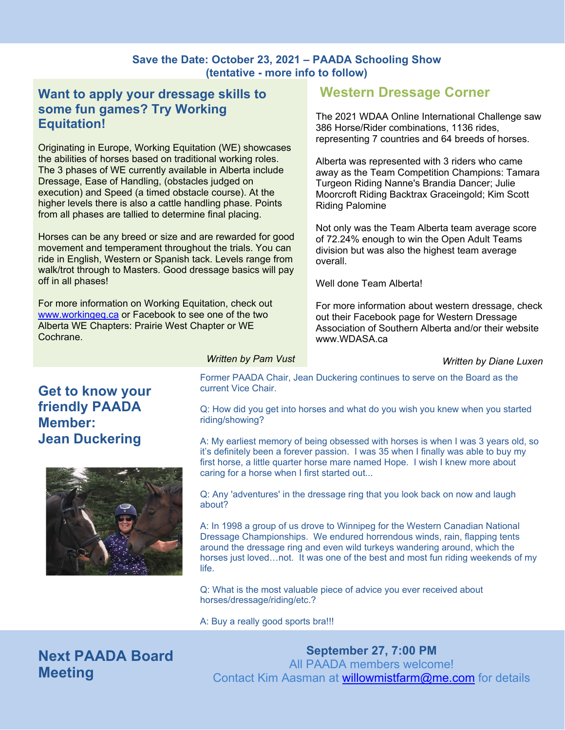**Save the Date: October 23, 2021 – PAADA Schooling Show**
**(tentative - more info to follow)**

## Want to apply your dressage skills to some fun games? Try Working Equitation!

Originating in Europe, Working Equitation (WE) showcases the abilities of horses based on traditional working roles. The 3 phases of WE currently available in Alberta include Dressage, Ease of Handling, (obstacles judged on execution) and Speed (a timed obstacle course). At the higher levels there is also a cattle handling phase. Points from all phases are tallied to determine final placing.

Horses can be any breed or size and are rewarded for good movement and temperament throughout the trials. You can ride in English, Western or Spanish tack. Levels range from walk/trot through to Masters. Good dressage basics will pay off in all phases!

For more information on Working Equitation, check out www.workingeq.ca or Facebook to see one of the two Alberta WE Chapters: Prairie West Chapter or WE Cochrane.

*Written by Pam Vust*

## Western Dressage Corner

The 2021 WDAA Online International Challenge saw 386 Horse/Rider combinations, 1136 rides, representing 7 countries and 64 breeds of horses.

Alberta was represented with 3 riders who came away as the Team Competition Champions: Tamara Turgeon Riding Nanne's Brandia Dancer; Julie Moorcroft Riding Backtrax Graceingold; Kim Scott Riding Palomine

Not only was the Team Alberta team average score of 72.24% enough to win the Open Adult Teams division but was also the highest team average overall.

Well done Team Alberta!

For more information about western dressage, check out their Facebook page for Western Dressage Association of Southern Alberta and/or their website www.WDASA.ca

*Written by Diane Luxen*

## Get to know your friendly PAADA Member: Jean Duckering

Former PAADA Chair, Jean Duckering continues to serve on the Board as the current Vice Chair.

Q: How did you get into horses and what do you wish you knew when you started riding/showing?

A: My earliest memory of being obsessed with horses is when I was 3 years old, so it's definitely been a forever passion. I was 35 when I finally was able to buy my first horse, a little quarter horse mare named Hope. I wish I knew more about caring for a horse when I first started out...

Q: Any 'adventures' in the dressage ring that you look back on now and laugh about?

A: In 1998 a group of us drove to Winnipeg for the Western Canadian National Dressage Championships. We endured horrendous winds, rain, flapping tents around the dressage ring and even wild turkeys wandering around, which the horses just loved…not. It was one of the best and most fun riding weekends of my life.

Q: What is the most valuable piece of advice you ever received about horses/dressage/riding/etc.?

A: Buy a really good sports bra!!!

## Next PAADA Board Meeting

**September 27, 7:00 PM**
All PAADA members welcome!
Contact Kim Aasman at willowmistfarm@me.com for details